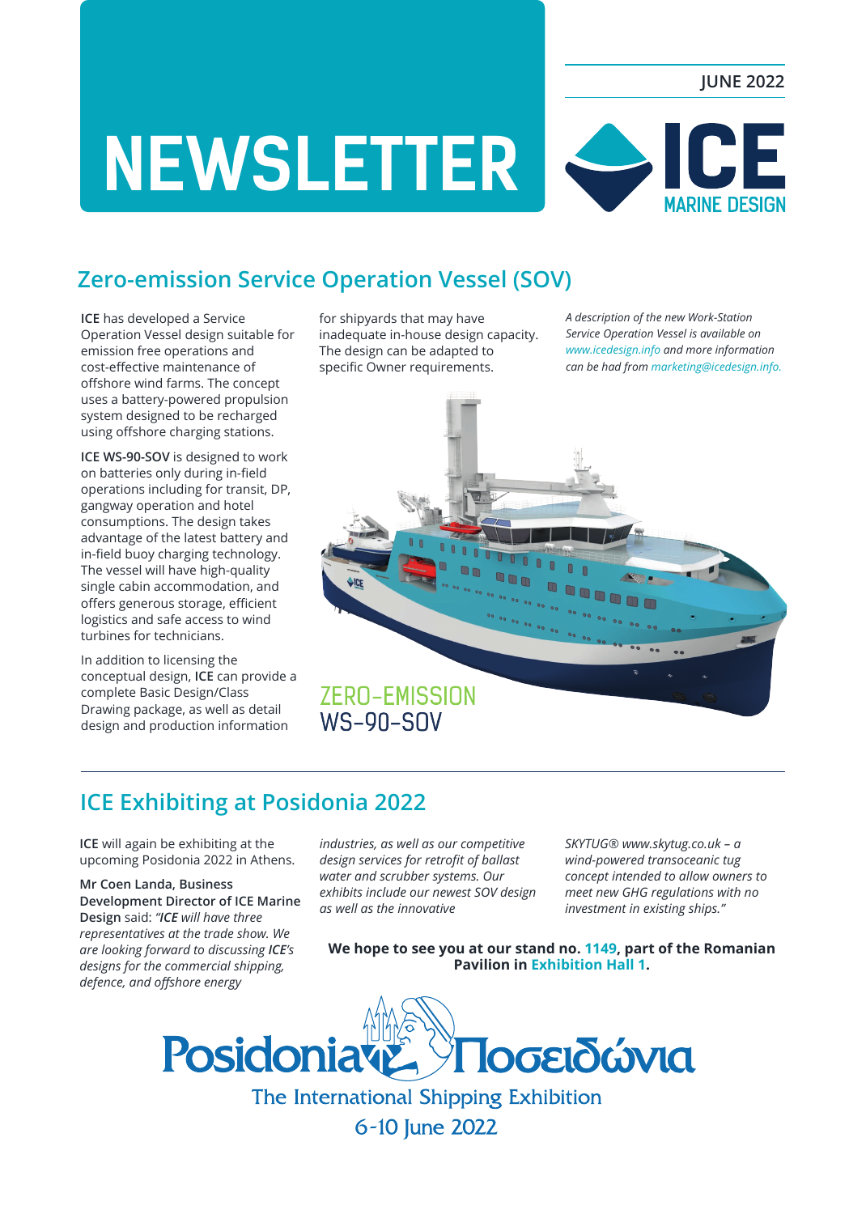# NEWSLETTER

JUNE 2022

ICE MARINE DESIGN

## Zero-emission Service Operation Vessel (SOV)

**ICE** has developed a Service Operation Vessel design suitable for emission free operations and cost-effective maintenance of offshore wind farms. The concept uses a battery-powered propulsion system designed to be recharged using offshore charging stations.

**ICE WS-90-SOV** is designed to work on batteries only during in-field operations including for transit, DP, gangway operation and hotel consumptions. The design takes advantage of the latest battery and in-field buoy charging technology. The vessel will have high-quality single cabin accommodation, and offers generous storage, efficient logistics and safe access to wind turbines for technicians.

In addition to licensing the conceptual design, **ICE** can provide a complete Basic Design/Class Drawing package, as well as detail design and production information for shipyards that may have inadequate in-house design capacity. The design can be adapted to specific Owner requirements.

*A description of the new Work-Station Service Operation Vessel is available on www.icedesign.info and more information can be had from marketing@icedesign.info.*

ZERO-EMISSION
WS-90-SOV

## ICE Exhibiting at Posidonia 2022

**ICE** will again be exhibiting at the upcoming Posidonia 2022 in Athens.

**Mr Coen Landa, Business Development Director of ICE Marine Design** said: *"ICE will have three representatives at the trade show. We are looking forward to discussing ICE's designs for the commercial shipping, defence, and offshore energy industries, as well as our competitive design services for retrofit of ballast water and scrubber systems. Our exhibits include our newest SOV design as well as the innovative SKYTUG® www.skytug.co.uk – a wind-powered transoceanic tug concept intended to allow owners to meet new GHG regulations with no investment in existing ships."*

**We hope to see you at our stand no. 1149, part of the Romanian Pavilion in Exhibition Hall 1.**

Posidonia Ποσειδώνια

The International Shipping Exhibition

6-10 June 2022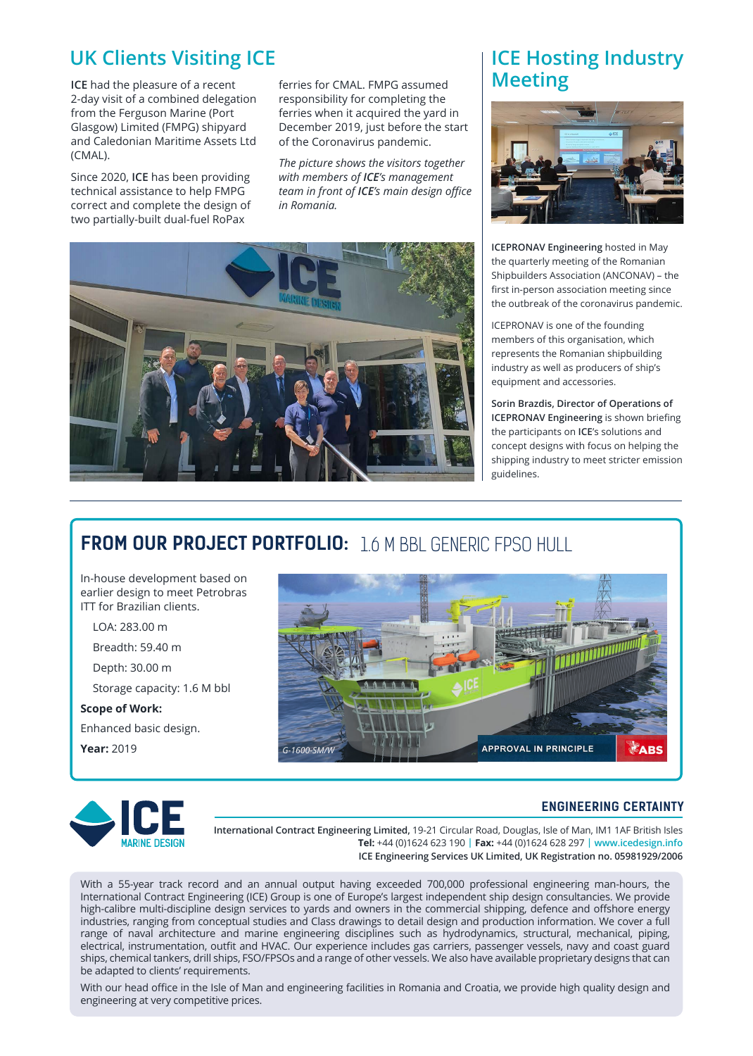## UK Clients Visiting ICE

**ICE** had the pleasure of a recent 2-day visit of a combined delegation from the Ferguson Marine (Port Glasgow) Limited (FMPG) shipyard and Caledonian Maritime Assets Ltd (CMAL).

Since 2020, **ICE** has been providing technical assistance to help FMPG correct and complete the design of two partially-built dual-fuel RoPax ferries for CMAL. FMPG assumed responsibility for completing the ferries when it acquired the yard in December 2019, just before the start of the Coronavirus pandemic.

*The picture shows the visitors together with members of **ICE**'s management team in front of **ICE**'s main design office in Romania.*

## ICE Hosting Industry Meeting

**ICEPRONAV Engineering** hosted in May the quarterly meeting of the Romanian Shipbuilders Association (ANCONAV) – the first in-person association meeting since the outbreak of the coronavirus pandemic.

ICEPRONAV is one of the founding members of this organisation, which represents the Romanian shipbuilding industry as well as producers of ship's equipment and accessories.

**Sorin Brazdis, Director of Operations of ICEPRONAV Engineering** is shown briefing the participants on **ICE**'s solutions and concept designs with focus on helping the shipping industry to meet stricter emission guidelines.

## FROM OUR PROJECT PORTFOLIO: 1.6 M BBL GENERIC FPSO HULL

In-house development based on earlier design to meet Petrobras ITT for Brazilian clients.

LOA: 283.00 m

Breadth: 59.40 m

Depth: 30.00 m

Storage capacity: 1.6 M bbl

**Scope of Work:**

Enhanced basic design.

**Year:** 2019

G-1600-SM/W

APPROVAL IN PRINCIPLE

ABS

**ENGINEERING CERTAINTY**

**International Contract Engineering Limited,** 19-21 Circular Road, Douglas, Isle of Man, IM1 1AF British Isles
**Tel:** +44 (0)1624 623 190 | **Fax:** +44 (0)1624 628 297 | www.icedesign.info
**ICE Engineering Services UK Limited, UK Registration no. 05981929/2006**

With a 55-year track record and an annual output having exceeded 700,000 professional engineering man-hours, the International Contract Engineering (ICE) Group is one of Europe's largest independent ship design consultancies. We provide high-calibre multi-discipline design services to yards and owners in the commercial shipping, defence and offshore energy industries, ranging from conceptual studies and Class drawings to detail design and production information. We cover a full range of naval architecture and marine engineering disciplines such as hydrodynamics, structural, mechanical, piping, electrical, instrumentation, outfit and HVAC. Our experience includes gas carriers, passenger vessels, navy and coast guard ships, chemical tankers, drill ships, FSO/FPSOs and a range of other vessels. We also have available proprietary designs that can be adapted to clients' requirements.

With our head office in the Isle of Man and engineering facilities in Romania and Croatia, we provide high quality design and engineering at very competitive prices.